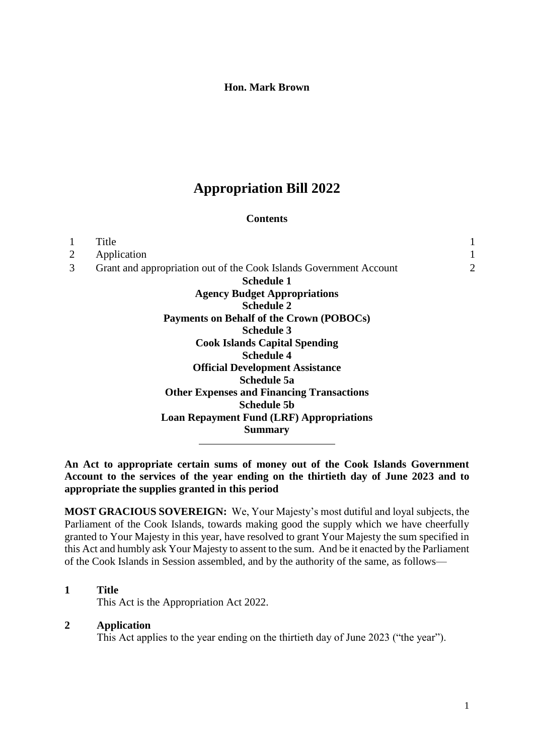**Hon. Mark Brown**

# Appropriation Bill 2022

## Contents

| | | |
|---|---|---|
| 1 | Title | 1 |
| 2 | Application | 1 |
| 3 | Grant and appropriation out of the Cook Islands Government Account | 2 |

**Schedule 1**
**Agency Budget Appropriations**
**Schedule 2**
**Payments on Behalf of the Crown (POBOCs)**
**Schedule 3**
**Cook Islands Capital Spending**
**Schedule 4**
**Official Development Assistance**
**Schedule 5a**
**Other Expenses and Financing Transactions**
**Schedule 5b**
**Loan Repayment Fund (LRF) Appropriations**
**Summary**

---

**An Act to appropriate certain sums of money out of the Cook Islands Government Account to the services of the year ending on the thirtieth day of June 2023 and to appropriate the supplies granted in this period**

**MOST GRACIOUS SOVEREIGN:** We, Your Majesty's most dutiful and loyal subjects, the Parliament of the Cook Islands, towards making good the supply which we have cheerfully granted to Your Majesty in this year, have resolved to grant Your Majesty the sum specified in this Act and humbly ask Your Majesty to assent to the sum. And be it enacted by the Parliament of the Cook Islands in Session assembled, and by the authority of the same, as follows—

### 1 Title

This Act is the Appropriation Act 2022.

### 2 Application

This Act applies to the year ending on the thirtieth day of June 2023 ("the year").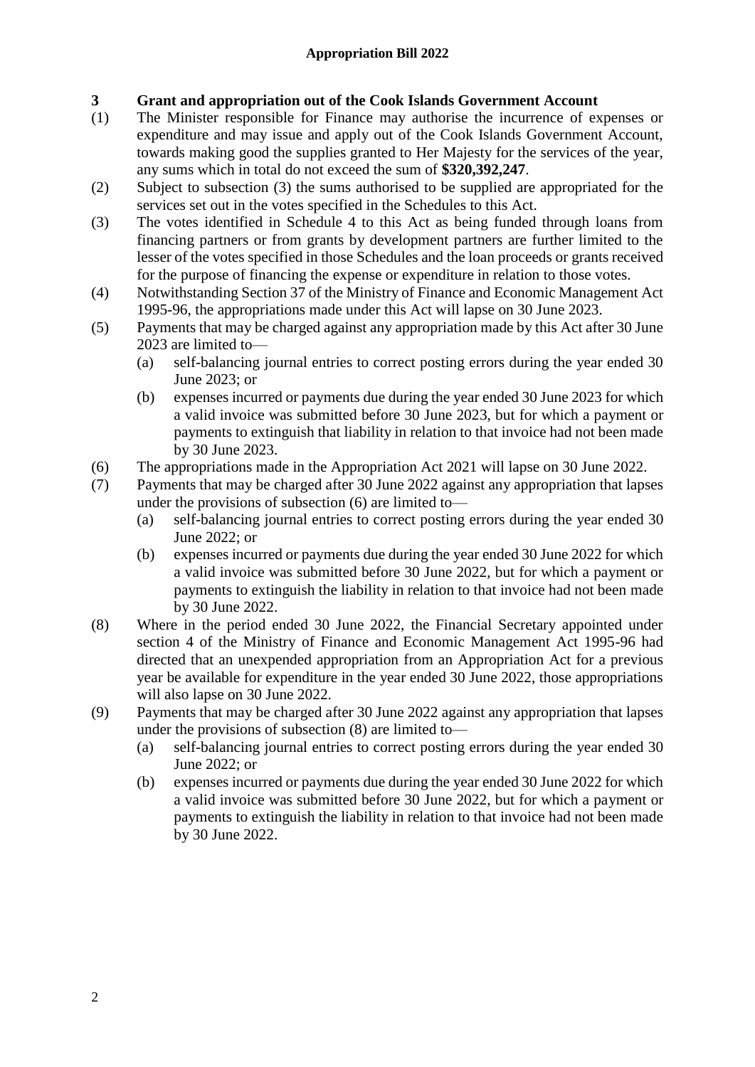### 3 Grant and appropriation out of the Cook Islands Government Account

(1) The Minister responsible for Finance may authorise the incurrence of expenses or expenditure and may issue and apply out of the Cook Islands Government Account, towards making good the supplies granted to Her Majesty for the services of the year, any sums which in total do not exceed the sum of **$320,392,247**.

(2) Subject to subsection (3) the sums authorised to be supplied are appropriated for the services set out in the votes specified in the Schedules to this Act.

(3) The votes identified in Schedule 4 to this Act as being funded through loans from financing partners or from grants by development partners are further limited to the lesser of the votes specified in those Schedules and the loan proceeds or grants received for the purpose of financing the expense or expenditure in relation to those votes.

(4) Notwithstanding Section 37 of the Ministry of Finance and Economic Management Act 1995-96, the appropriations made under this Act will lapse on 30 June 2023.

(5) Payments that may be charged against any appropriation made by this Act after 30 June 2023 are limited to—

- (a) self-balancing journal entries to correct posting errors during the year ended 30 June 2023; or
- (b) expenses incurred or payments due during the year ended 30 June 2023 for which a valid invoice was submitted before 30 June 2023, but for which a payment or payments to extinguish that liability in relation to that invoice had not been made by 30 June 2023.

(6) The appropriations made in the Appropriation Act 2021 will lapse on 30 June 2022.

(7) Payments that may be charged after 30 June 2022 against any appropriation that lapses under the provisions of subsection (6) are limited to—

- (a) self-balancing journal entries to correct posting errors during the year ended 30 June 2022; or
- (b) expenses incurred or payments due during the year ended 30 June 2022 for which a valid invoice was submitted before 30 June 2022, but for which a payment or payments to extinguish the liability in relation to that invoice had not been made by 30 June 2022.

(8) Where in the period ended 30 June 2022, the Financial Secretary appointed under section 4 of the Ministry of Finance and Economic Management Act 1995-96 had directed that an unexpended appropriation from an Appropriation Act for a previous year be available for expenditure in the year ended 30 June 2022, those appropriations will also lapse on 30 June 2022.

(9) Payments that may be charged after 30 June 2022 against any appropriation that lapses under the provisions of subsection (8) are limited to—

- (a) self-balancing journal entries to correct posting errors during the year ended 30 June 2022; or
- (b) expenses incurred or payments due during the year ended 30 June 2022 for which a valid invoice was submitted before 30 June 2022, but for which a payment or payments to extinguish the liability in relation to that invoice had not been made by 30 June 2022.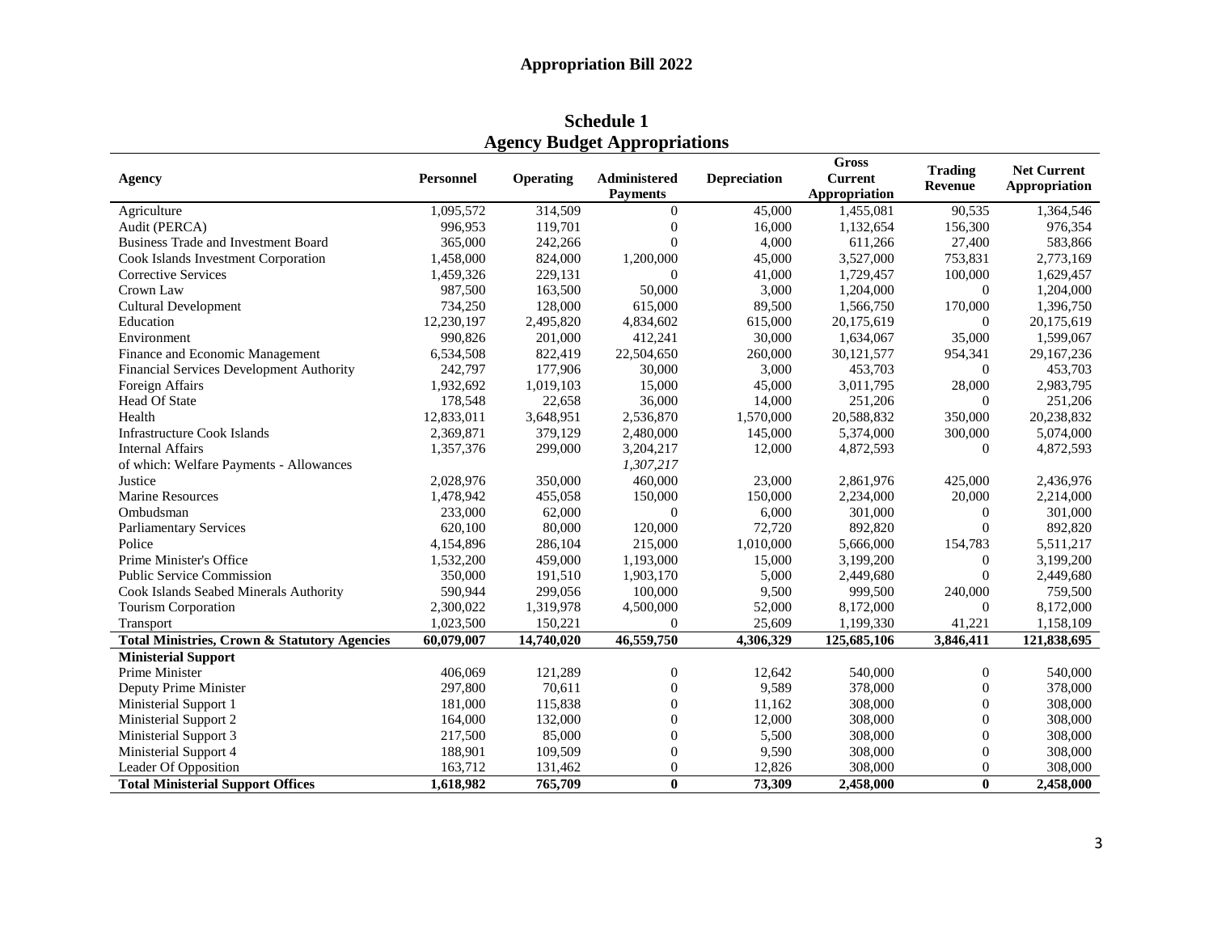## Appropriation Bill 2022

### Schedule 1
### Agency Budget Appropriations

| Agency | Personnel | Operating | Administered Payments | Depreciation | Gross Current Appropriation | Trading Revenue | Net Current Appropriation |
|---|---|---|---|---|---|---|---|
| Agriculture | 1,095,572 | 314,509 | 0 | 45,000 | 1,455,081 | 90,535 | 1,364,546 |
| Audit (PERCA) | 996,953 | 119,701 | 0 | 16,000 | 1,132,654 | 156,300 | 976,354 |
| Business Trade and Investment Board | 365,000 | 242,266 | 0 | 4,000 | 611,266 | 27,400 | 583,866 |
| Cook Islands Investment Corporation | 1,458,000 | 824,000 | 1,200,000 | 45,000 | 3,527,000 | 753,831 | 2,773,169 |
| Corrective Services | 1,459,326 | 229,131 | 0 | 41,000 | 1,729,457 | 100,000 | 1,629,457 |
| Crown Law | 987,500 | 163,500 | 50,000 | 3,000 | 1,204,000 | 0 | 1,204,000 |
| Cultural Development | 734,250 | 128,000 | 615,000 | 89,500 | 1,566,750 | 170,000 | 1,396,750 |
| Education | 12,230,197 | 2,495,820 | 4,834,602 | 615,000 | 20,175,619 | 0 | 20,175,619 |
| Environment | 990,826 | 201,000 | 412,241 | 30,000 | 1,634,067 | 35,000 | 1,599,067 |
| Finance and Economic Management | 6,534,508 | 822,419 | 22,504,650 | 260,000 | 30,121,577 | 954,341 | 29,167,236 |
| Financial Services Development Authority | 242,797 | 177,906 | 30,000 | 3,000 | 453,703 | 0 | 453,703 |
| Foreign Affairs | 1,932,692 | 1,019,103 | 15,000 | 45,000 | 3,011,795 | 28,000 | 2,983,795 |
| Head Of State | 178,548 | 22,658 | 36,000 | 14,000 | 251,206 | 0 | 251,206 |
| Health | 12,833,011 | 3,648,951 | 2,536,870 | 1,570,000 | 20,588,832 | 350,000 | 20,238,832 |
| Infrastructure Cook Islands | 2,369,871 | 379,129 | 2,480,000 | 145,000 | 5,374,000 | 300,000 | 5,074,000 |
| Internal Affairs | 1,357,376 | 299,000 | 3,204,217 | 12,000 | 4,872,593 | 0 | 4,872,593 |
| of which: Welfare Payments - Allowances | | | *1,307,217* | | | | |
| Justice | 2,028,976 | 350,000 | 460,000 | 23,000 | 2,861,976 | 425,000 | 2,436,976 |
| Marine Resources | 1,478,942 | 455,058 | 150,000 | 150,000 | 2,234,000 | 20,000 | 2,214,000 |
| Ombudsman | 233,000 | 62,000 | 0 | 6,000 | 301,000 | 0 | 301,000 |
| Parliamentary Services | 620,100 | 80,000 | 120,000 | 72,720 | 892,820 | 0 | 892,820 |
| Police | 4,154,896 | 286,104 | 215,000 | 1,010,000 | 5,666,000 | 154,783 | 5,511,217 |
| Prime Minister's Office | 1,532,200 | 459,000 | 1,193,000 | 15,000 | 3,199,200 | 0 | 3,199,200 |
| Public Service Commission | 350,000 | 191,510 | 1,903,170 | 5,000 | 2,449,680 | 0 | 2,449,680 |
| Cook Islands Seabed Minerals Authority | 590,944 | 299,056 | 100,000 | 9,500 | 999,500 | 240,000 | 759,500 |
| Tourism Corporation | 2,300,022 | 1,319,978 | 4,500,000 | 52,000 | 8,172,000 | 0 | 8,172,000 |
| Transport | 1,023,500 | 150,221 | 0 | 25,609 | 1,199,330 | 41,221 | 1,158,109 |
| **Total Ministries, Crown & Statutory Agencies** | **60,079,007** | **14,740,020** | **46,559,750** | **4,306,329** | **125,685,106** | **3,846,411** | **121,838,695** |
| **Ministerial Support** | | | | | | | |
| Prime Minister | 406,069 | 121,289 | 0 | 12,642 | 540,000 | 0 | 540,000 |
| Deputy Prime Minister | 297,800 | 70,611 | 0 | 9,589 | 378,000 | 0 | 378,000 |
| Ministerial Support 1 | 181,000 | 115,838 | 0 | 11,162 | 308,000 | 0 | 308,000 |
| Ministerial Support 2 | 164,000 | 132,000 | 0 | 12,000 | 308,000 | 0 | 308,000 |
| Ministerial Support 3 | 217,500 | 85,000 | 0 | 5,500 | 308,000 | 0 | 308,000 |
| Ministerial Support 4 | 188,901 | 109,509 | 0 | 9,590 | 308,000 | 0 | 308,000 |
| Leader Of Opposition | 163,712 | 131,462 | 0 | 12,826 | 308,000 | 0 | 308,000 |
| **Total Ministerial Support Offices** | **1,618,982** | **765,709** | **0** | **73,309** | **2,458,000** | **0** | **2,458,000** |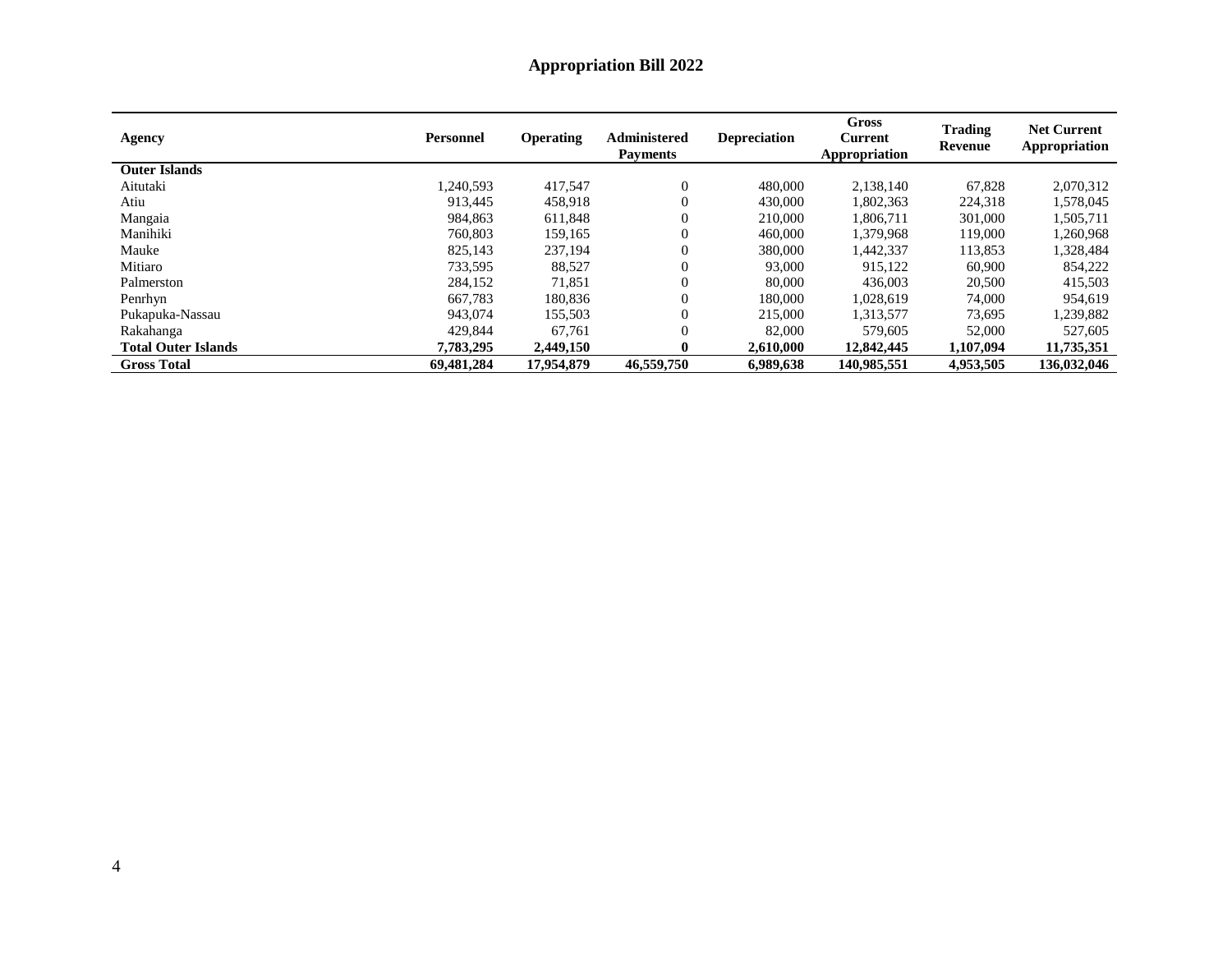## Appropriation Bill 2022

| Agency | Personnel | Operating | Administered Payments | Depreciation | Gross Current Appropriation | Trading Revenue | Net Current Appropriation |
|---|---|---|---|---|---|---|---|
| **Outer Islands** | | | | | | | |
| Aitutaki | 1,240,593 | 417,547 | 0 | 480,000 | 2,138,140 | 67,828 | 2,070,312 |
| Atiu | 913,445 | 458,918 | 0 | 430,000 | 1,802,363 | 224,318 | 1,578,045 |
| Mangaia | 984,863 | 611,848 | 0 | 210,000 | 1,806,711 | 301,000 | 1,505,711 |
| Manihiki | 760,803 | 159,165 | 0 | 460,000 | 1,379,968 | 119,000 | 1,260,968 |
| Mauke | 825,143 | 237,194 | 0 | 380,000 | 1,442,337 | 113,853 | 1,328,484 |
| Mitiaro | 733,595 | 88,527 | 0 | 93,000 | 915,122 | 60,900 | 854,222 |
| Palmerston | 284,152 | 71,851 | 0 | 80,000 | 436,003 | 20,500 | 415,503 |
| Penrhyn | 667,783 | 180,836 | 0 | 180,000 | 1,028,619 | 74,000 | 954,619 |
| Pukapuka-Nassau | 943,074 | 155,503 | 0 | 215,000 | 1,313,577 | 73,695 | 1,239,882 |
| Rakahanga | 429,844 | 67,761 | 0 | 82,000 | 579,605 | 52,000 | 527,605 |
| **Total Outer Islands** | **7,783,295** | **2,449,150** | **0** | **2,610,000** | **12,842,445** | **1,107,094** | **11,735,351** |
| **Gross Total** | **69,481,284** | **17,954,879** | **46,559,750** | **6,989,638** | **140,985,551** | **4,953,505** | **136,032,046** |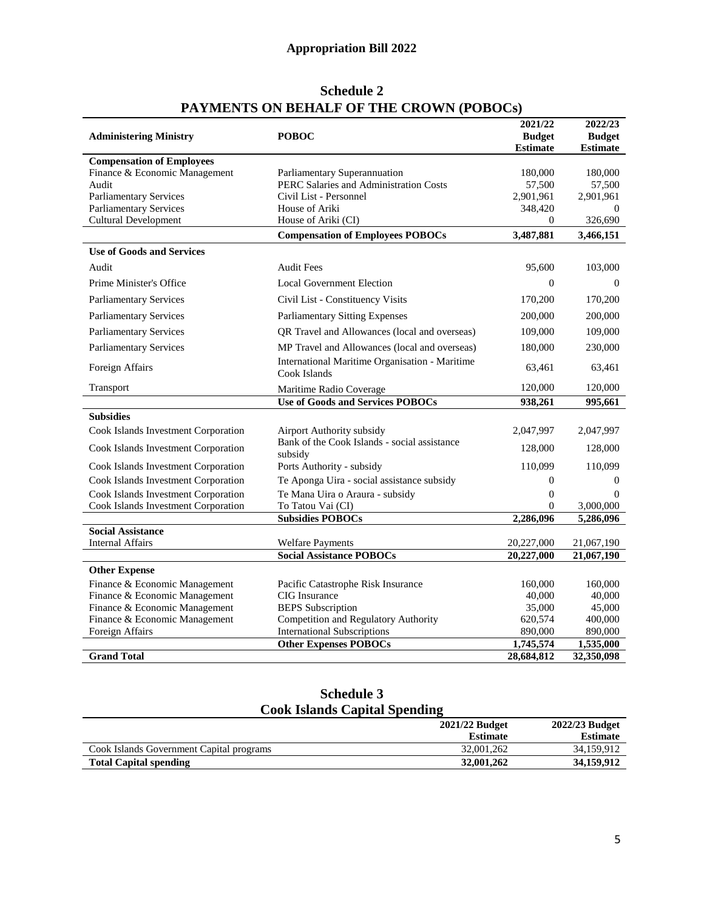# Appropriation Bill 2022

## Schedule 2
## PAYMENTS ON BEHALF OF THE CROWN (POBOCs)

| Administering Ministry | POBOC | 2021/22 Budget Estimate | 2022/23 Budget Estimate |
|---|---|---|---|
| **Compensation of Employees** | | | |
| Finance & Economic Management | Parliamentary Superannuation | 180,000 | 180,000 |
| Audit | PERC Salaries and Administration Costs | 57,500 | 57,500 |
| Parliamentary Services | Civil List - Personnel | 2,901,961 | 2,901,961 |
| Parliamentary Services | House of Ariki | 348,420 | 0 |
| Cultural Development | House of Ariki (CI) | 0 | 326,690 |
| | **Compensation of Employees POBOCs** | **3,487,881** | **3,466,151** |
| **Use of Goods and Services** | | | |
| Audit | Audit Fees | 95,600 | 103,000 |
| Prime Minister's Office | Local Government Election | 0 | 0 |
| Parliamentary Services | Civil List - Constituency Visits | 170,200 | 170,200 |
| Parliamentary Services | Parliamentary Sitting Expenses | 200,000 | 200,000 |
| Parliamentary Services | QR Travel and Allowances (local and overseas) | 109,000 | 109,000 |
| Parliamentary Services | MP Travel and Allowances (local and overseas) | 180,000 | 230,000 |
| Foreign Affairs | International Maritime Organisation - Maritime Cook Islands | 63,461 | 63,461 |
| Transport | Maritime Radio Coverage | 120,000 | 120,000 |
| | **Use of Goods and Services POBOCs** | **938,261** | **995,661** |
| **Subsidies** | | | |
| Cook Islands Investment Corporation | Airport Authority subsidy | 2,047,997 | 2,047,997 |
| Cook Islands Investment Corporation | Bank of the Cook Islands - social assistance subsidy | 128,000 | 128,000 |
| Cook Islands Investment Corporation | Ports Authority - subsidy | 110,099 | 110,099 |
| Cook Islands Investment Corporation | Te Aponga Uira - social assistance subsidy | 0 | 0 |
| Cook Islands Investment Corporation | Te Mana Uira o Araura - subsidy | 0 | 0 |
| Cook Islands Investment Corporation | To Tatou Vai (CI) | 0 | 3,000,000 |
| | **Subsidies POBOCs** | **2,286,096** | **5,286,096** |
| **Social Assistance** | | | |
| Internal Affairs | Welfare Payments | 20,227,000 | 21,067,190 |
| | **Social Assistance POBOCs** | **20,227,000** | **21,067,190** |
| **Other Expense** | | | |
| Finance & Economic Management | Pacific Catastrophe Risk Insurance | 160,000 | 160,000 |
| Finance & Economic Management | CIG Insurance | 40,000 | 40,000 |
| Finance & Economic Management | BEPS Subscription | 35,000 | 45,000 |
| Finance & Economic Management | Competition and Regulatory Authority | 620,574 | 400,000 |
| Foreign Affairs | International Subscriptions | 890,000 | 890,000 |
| | **Other Expenses POBOCs** | **1,745,574** | **1,535,000** |
| **Grand Total** | | **28,684,812** | **32,350,098** |

## Schedule 3
## Cook Islands Capital Spending

| | 2021/22 Budget Estimate | 2022/23 Budget Estimate |
|---|---|---|
| Cook Islands Government Capital programs | 32,001,262 | 34,159,912 |
| **Total Capital spending** | **32,001,262** | **34,159,912** |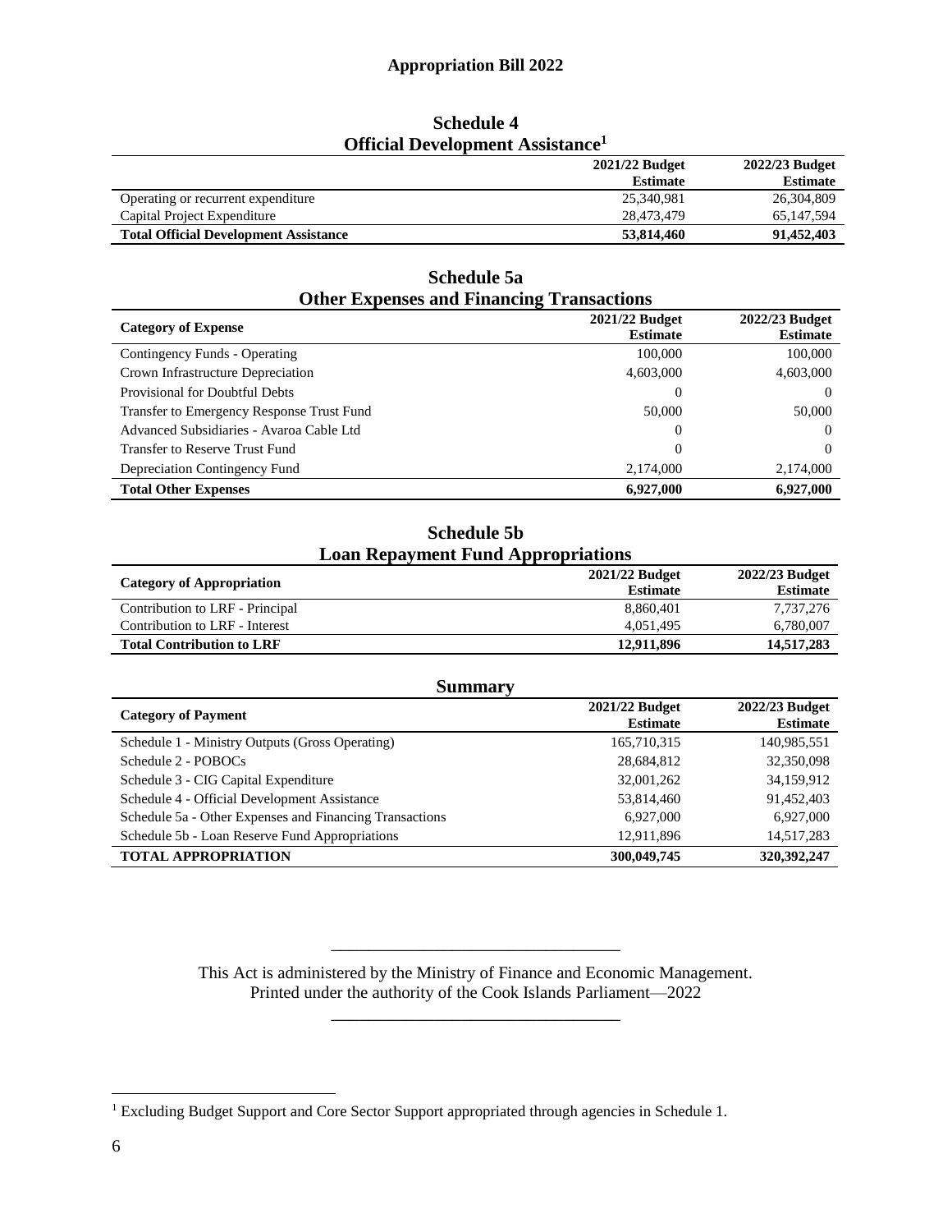## Schedule 4
## Official Development Assistance[1]

| | 2021/22 Budget Estimate | 2022/23 Budget Estimate |
|---|---|---|
| Operating or recurrent expenditure | 25,340,981 | 26,304,809 |
| Capital Project Expenditure | 28,473,479 | 65,147,594 |
| **Total Official Development Assistance** | **53,814,460** | **91,452,403** |

## Schedule 5a
## Other Expenses and Financing Transactions

| Category of Expense | 2021/22 Budget Estimate | 2022/23 Budget Estimate |
|---|---|---|
| Contingency Funds - Operating | 100,000 | 100,000 |
| Crown Infrastructure Depreciation | 4,603,000 | 4,603,000 |
| Provisional for Doubtful Debts | 0 | 0 |
| Transfer to Emergency Response Trust Fund | 50,000 | 50,000 |
| Advanced Subsidiaries - Avaroa Cable Ltd | 0 | 0 |
| Transfer to Reserve Trust Fund | 0 | 0 |
| Depreciation Contingency Fund | 2,174,000 | 2,174,000 |
| **Total Other Expenses** | **6,927,000** | **6,927,000** |

## Schedule 5b
## Loan Repayment Fund Appropriations

| Category of Appropriation | 2021/22 Budget Estimate | 2022/23 Budget Estimate |
|---|---|---|
| Contribution to LRF - Principal | 8,860,401 | 7,737,276 |
| Contribution to LRF - Interest | 4,051,495 | 6,780,007 |
| **Total Contribution to LRF** | **12,911,896** | **14,517,283** |

## Summary

| Category of Payment | 2021/22 Budget Estimate | 2022/23 Budget Estimate |
|---|---|---|
| Schedule 1 - Ministry Outputs (Gross Operating) | 165,710,315 | 140,985,551 |
| Schedule 2 - POBOCs | 28,684,812 | 32,350,098 |
| Schedule 3 - CIG Capital Expenditure | 32,001,262 | 34,159,912 |
| Schedule 4 - Official Development Assistance | 53,814,460 | 91,452,403 |
| Schedule 5a - Other Expenses and Financing Transactions | 6,927,000 | 6,927,000 |
| Schedule 5b - Loan Reserve Fund Appropriations | 12,911,896 | 14,517,283 |
| **TOTAL APPROPRIATION** | **300,049,745** | **320,392,247** |

---

This Act is administered by the Ministry of Finance and Economic Management.
Printed under the authority of the Cook Islands Parliament—2022

---

[1] Excluding Budget Support and Core Sector Support appropriated through agencies in Schedule 1.